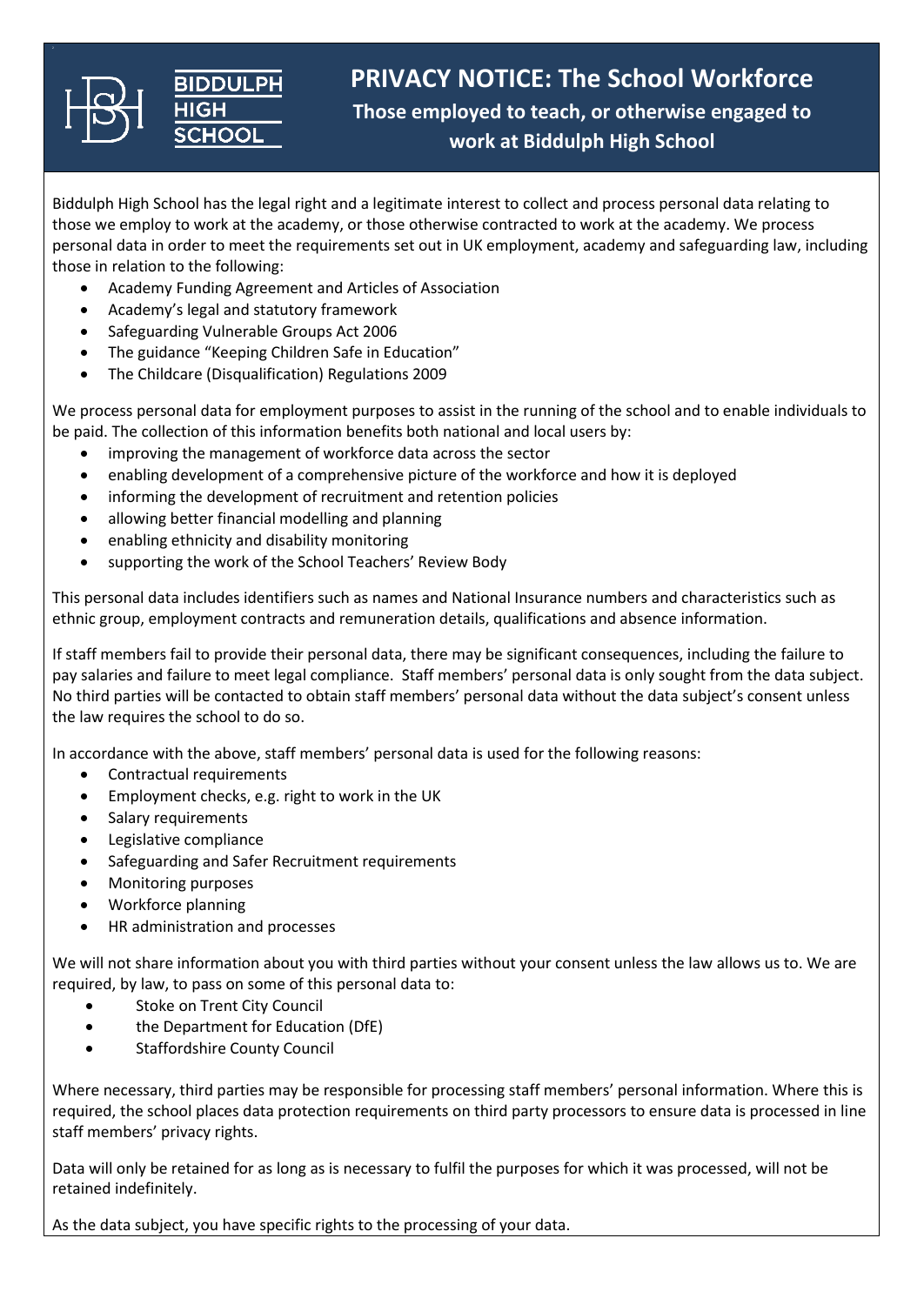# PRIVACY NOTICE: The School Workforce

## Those employed to teach, or otherwise engaged to work at Biddulph High School

Biddulph High School has the legal right and a legitimate interest to collect and process personal data relating to those we employ to work at the academy, or those otherwise contracted to work at the academy. We process personal data in order to meet the requirements set out in UK employment, academy and safeguarding law, including those in relation to the following:

- Academy Funding Agreement and Articles of Association
- Academy's legal and statutory framework
- Safeguarding Vulnerable Groups Act 2006
- The guidance "Keeping Children Safe in Education"
- The Childcare (Disqualification) Regulations 2009

We process personal data for employment purposes to assist in the running of the school and to enable individuals to be paid. The collection of this information benefits both national and local users by:

- improving the management of workforce data across the sector
- enabling development of a comprehensive picture of the workforce and how it is deployed
- informing the development of recruitment and retention policies
- allowing better financial modelling and planning
- enabling ethnicity and disability monitoring
- supporting the work of the School Teachers' Review Body

This personal data includes identifiers such as names and National Insurance numbers and characteristics such as ethnic group, employment contracts and remuneration details, qualifications and absence information.

If staff members fail to provide their personal data, there may be significant consequences, including the failure to pay salaries and failure to meet legal compliance. Staff members' personal data is only sought from the data subject. No third parties will be contacted to obtain staff members' personal data without the data subject's consent unless the law requires the school to do so.

In accordance with the above, staff members' personal data is used for the following reasons:

- Contractual requirements
- Employment checks, e.g. right to work in the UK
- Salary requirements
- Legislative compliance
- Safeguarding and Safer Recruitment requirements
- Monitoring purposes
- Workforce planning
- HR administration and processes

We will not share information about you with third parties without your consent unless the law allows us to. We are required, by law, to pass on some of this personal data to:

- Stoke on Trent City Council
- the Department for Education (DfE)
- Staffordshire County Council

Where necessary, third parties may be responsible for processing staff members' personal information. Where this is required, the school places data protection requirements on third party processors to ensure data is processed in line staff members' privacy rights.

Data will only be retained for as long as is necessary to fulfil the purposes for which it was processed, will not be retained indefinitely.

As the data subject, you have specific rights to the processing of your data.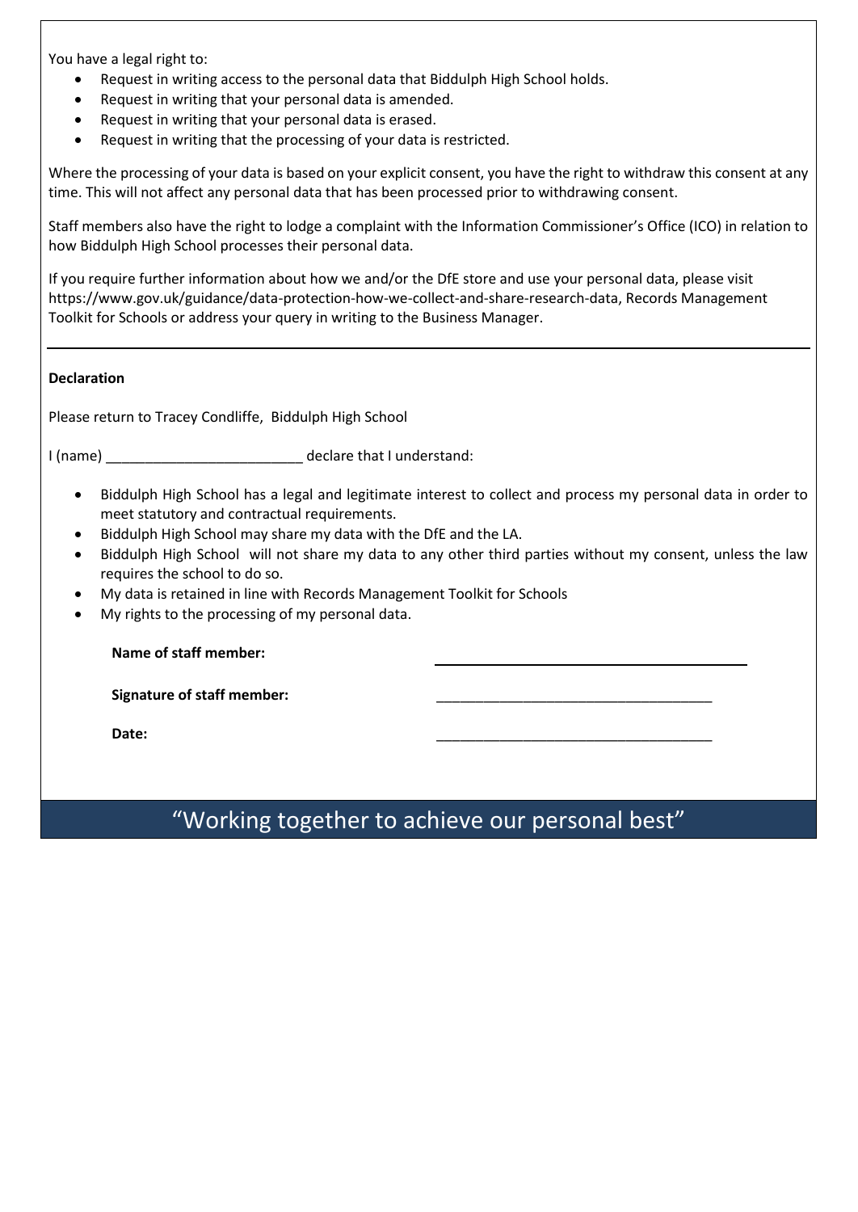You have a legal right to:

- Request in writing access to the personal data that Biddulph High School holds.
- Request in writing that your personal data is amended.
- Request in writing that your personal data is erased.
- Request in writing that the processing of your data is restricted.

Where the processing of your data is based on your explicit consent, you have the right to withdraw this consent at any time. This will not affect any personal data that has been processed prior to withdrawing consent.

Staff members also have the right to lodge a complaint with the Information Commissioner's Office (ICO) in relation to how Biddulph High School processes their personal data.

If you require further information about how we and/or the DfE store and use your personal data, please visit https://www.gov.uk/guidance/data-protection-how-we-collect-and-share-research-data, Records Management Toolkit for Schools or address your query in writing to the Business Manager.

---

**Declaration**

Please return to Tracey Condliffe, Biddulph High School

I (name) _________________________ declare that I understand:

- Biddulph High School has a legal and legitimate interest to collect and process my personal data in order to meet statutory and contractual requirements.
- Biddulph High School may share my data with the DfE and the LA.
- Biddulph High School will not share my data to any other third parties without my consent, unless the law requires the school to do so.
- My data is retained in line with Records Management Toolkit for Schools
- My rights to the processing of my personal data.

**Name of staff member:** ___________________________________

**Signature of staff member:** ___________________________________

**Date:** ___________________________________

"Working together to achieve our personal best"